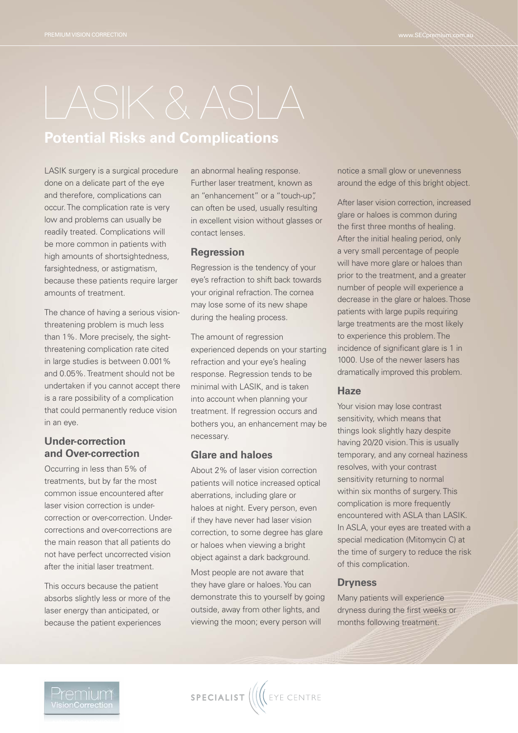# LASIK & ASLA

## Potential Risks and Complications

LASIK surgery is a surgical procedure done on a delicate part of the eye and therefore, complications can occur. The complication rate is very low and problems can usually be readily treated. Complications will be more common in patients with high amounts of shortsightedness, farsightedness, or astigmatism, because these patients require larger amounts of treatment.

The chance of having a serious vision-threatening problem is much less than 1%. More precisely, the sight-threatening complication rate cited in large studies is between 0.001% and 0.05%. Treatment should not be undertaken if you cannot accept there is a rare possibility of a complication that could permanently reduce vision in an eye.

### Under-correction and Over-correction

Occurring in less than 5% of treatments, but by far the most common issue encountered after laser vision correction is under-correction or over-correction. Under-corrections and over-corrections are the main reason that all patients do not have perfect uncorrected vision after the initial laser treatment.

This occurs because the patient absorbs slightly less or more of the laser energy than anticipated, or because the patient experiences an abnormal healing response. Further laser treatment, known as an "enhancement" or a "touch-up", can often be used, usually resulting in excellent vision without glasses or contact lenses.

### Regression

Regression is the tendency of your eye's refraction to shift back towards your original refraction. The cornea may lose some of its new shape during the healing process.

The amount of regression experienced depends on your starting refraction and your eye's healing response. Regression tends to be minimal with LASIK, and is taken into account when planning your treatment. If regression occurs and bothers you, an enhancement may be necessary.

### Glare and haloes

About 2% of laser vision correction patients will notice increased optical aberrations, including glare or haloes at night. Every person, even if they have never had laser vision correction, to some degree has glare or haloes when viewing a bright object against a dark background.

Most people are not aware that they have glare or haloes. You can demonstrate this to yourself by going outside, away from other lights, and viewing the moon; every person will notice a small glow or unevenness around the edge of this bright object.

After laser vision correction, increased glare or haloes is common during the first three months of healing. After the initial healing period, only a very small percentage of people will have more glare or haloes than prior to the treatment, and a greater number of people will experience a decrease in the glare or haloes. Those patients with large pupils requiring large treatments are the most likely to experience this problem. The incidence of significant glare is 1 in 1000. Use of the newer lasers has dramatically improved this problem.

### Haze

Your vision may lose contrast sensitivity, which means that things look slightly hazy despite having 20/20 vision. This is usually temporary, and any corneal haziness resolves, with your contrast sensitivity returning to normal within six months of surgery. This complication is more frequently encountered with ASLA than LASIK. In ASLA, your eyes are treated with a special medication (Mitomycin C) at the time of surgery to reduce the risk of this complication.

### Dryness

Many patients will experience dryness during the first weeks or months following treatment.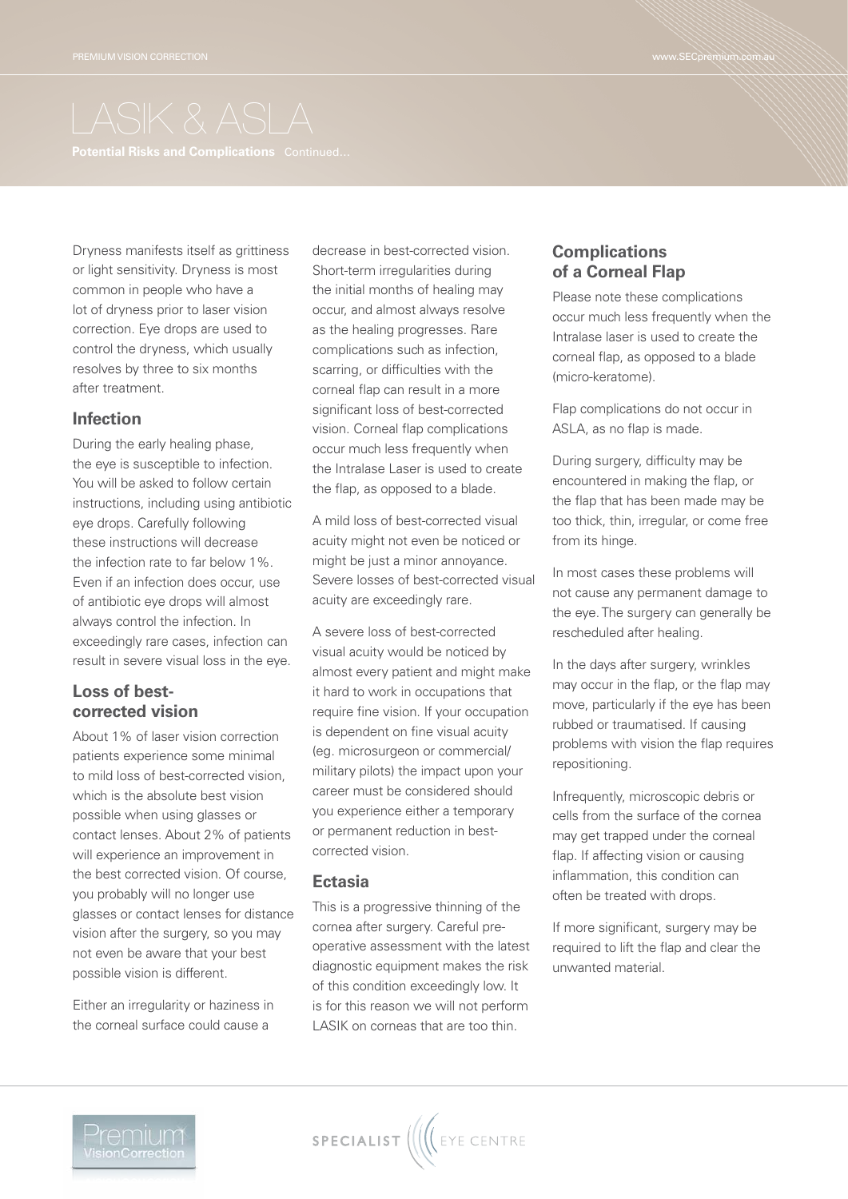# LASIK & ASLA

**Potential Risks and Complications** Continued...

Dryness manifests itself as grittiness or light sensitivity. Dryness is most common in people who have a lot of dryness prior to laser vision correction. Eye drops are used to control the dryness, which usually resolves by three to six months after treatment.

## Infection

During the early healing phase, the eye is susceptible to infection. You will be asked to follow certain instructions, including using antibiotic eye drops. Carefully following these instructions will decrease the infection rate to far below 1%. Even if an infection does occur, use of antibiotic eye drops will almost always control the infection. In exceedingly rare cases, infection can result in severe visual loss in the eye.

## Loss of best-corrected vision

About 1% of laser vision correction patients experience some minimal to mild loss of best-corrected vision, which is the absolute best vision possible when using glasses or contact lenses. About 2% of patients will experience an improvement in the best corrected vision. Of course, you probably will no longer use glasses or contact lenses for distance vision after the surgery, so you may not even be aware that your best possible vision is different.

Either an irregularity or haziness in the corneal surface could cause a decrease in best-corrected vision. Short-term irregularities during the initial months of healing may occur, and almost always resolve as the healing progresses. Rare complications such as infection, scarring, or difficulties with the corneal flap can result in a more significant loss of best-corrected vision. Corneal flap complications occur much less frequently when the Intralase Laser is used to create the flap, as opposed to a blade.

A mild loss of best-corrected visual acuity might not even be noticed or might be just a minor annoyance. Severe losses of best-corrected visual acuity are exceedingly rare.

A severe loss of best-corrected visual acuity would be noticed by almost every patient and might make it hard to work in occupations that require fine vision. If your occupation is dependent on fine visual acuity (eg. microsurgeon or commercial/ military pilots) the impact upon your career must be considered should you experience either a temporary or permanent reduction in best-corrected vision.

## Ectasia

This is a progressive thinning of the cornea after surgery. Careful pre-operative assessment with the latest diagnostic equipment makes the risk of this condition exceedingly low. It is for this reason we will not perform LASIK on corneas that are too thin.

## Complications of a Corneal Flap

Please note these complications occur much less frequently when the Intralase laser is used to create the corneal flap, as opposed to a blade (micro-keratome).

Flap complications do not occur in ASLA, as no flap is made.

During surgery, difficulty may be encountered in making the flap, or the flap that has been made may be too thick, thin, irregular, or come free from its hinge.

In most cases these problems will not cause any permanent damage to the eye. The surgery can generally be rescheduled after healing.

In the days after surgery, wrinkles may occur in the flap, or the flap may move, particularly if the eye has been rubbed or traumatised. If causing problems with vision the flap requires repositioning.

Infrequently, microscopic debris or cells from the surface of the cornea may get trapped under the corneal flap. If affecting vision or causing inflammation, this condition can often be treated with drops.

If more significant, surgery may be required to lift the flap and clear the unwanted material.